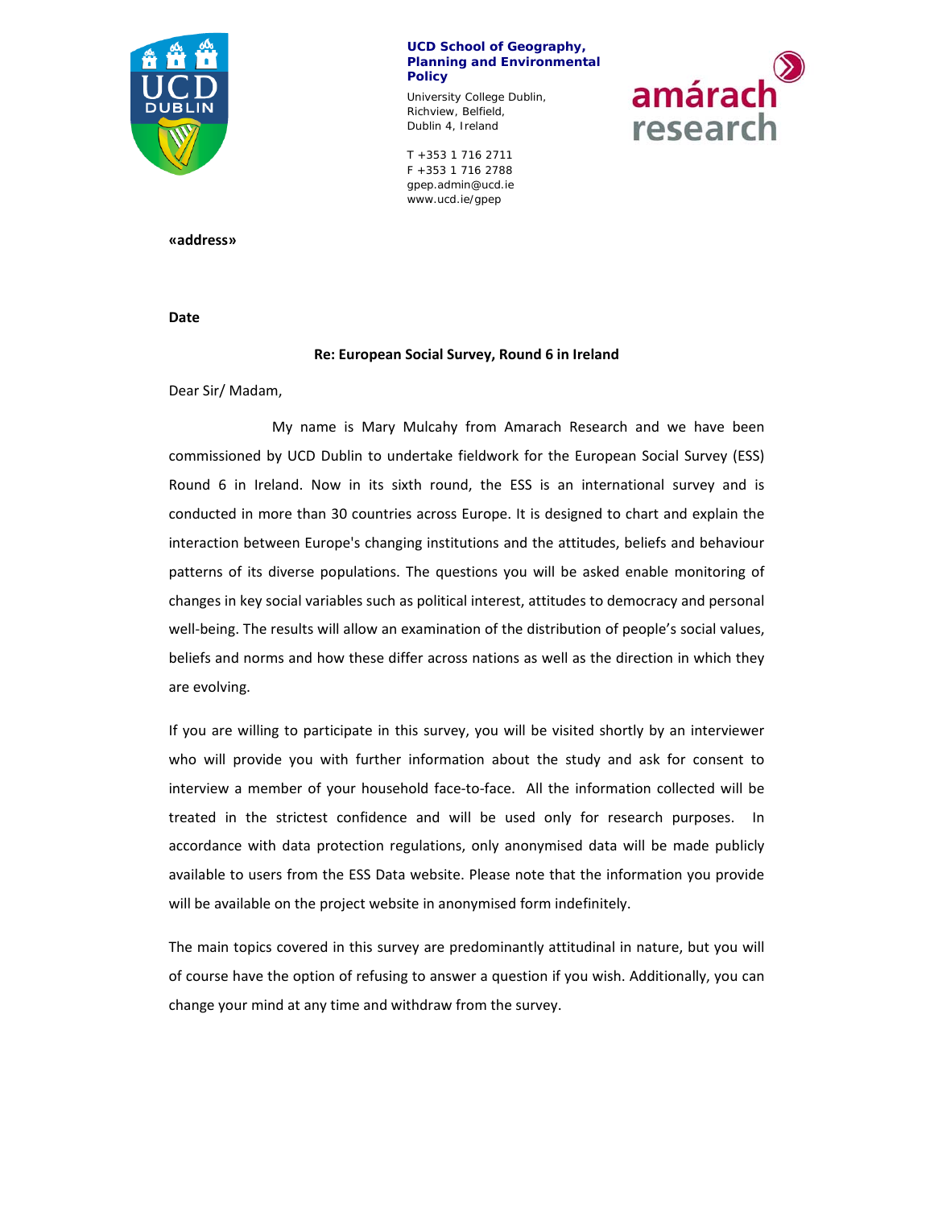**UCD School of Geography, Planning and Environmental Policy**

University College Dublin,
Richview, Belfield,
Dublin 4, Ireland

T +353 1 716 2711
F +353 1 716 2788
gpep.admin@ucd.ie
www.ucd.ie/gpep

**«address»**

**Date**

**Re: European Social Survey, Round 6 in Ireland**

Dear Sir/ Madam,

My name is Mary Mulcahy from Amarach Research and we have been commissioned by UCD Dublin to undertake fieldwork for the European Social Survey (ESS) Round 6 in Ireland. Now in its sixth round, the ESS is an international survey and is conducted in more than 30 countries across Europe. It is designed to chart and explain the interaction between Europe's changing institutions and the attitudes, beliefs and behaviour patterns of its diverse populations. The questions you will be asked enable monitoring of changes in key social variables such as political interest, attitudes to democracy and personal well-being. The results will allow an examination of the distribution of people's social values, beliefs and norms and how these differ across nations as well as the direction in which they are evolving.

If you are willing to participate in this survey, you will be visited shortly by an interviewer who will provide you with further information about the study and ask for consent to interview a member of your household face-to-face. All the information collected will be treated in the strictest confidence and will be used only for research purposes. In accordance with data protection regulations, only anonymised data will be made publicly available to users from the ESS Data website. Please note that the information you provide will be available on the project website in anonymised form indefinitely.

The main topics covered in this survey are predominantly attitudinal in nature, but you will of course have the option of refusing to answer a question if you wish. Additionally, you can change your mind at any time and withdraw from the survey.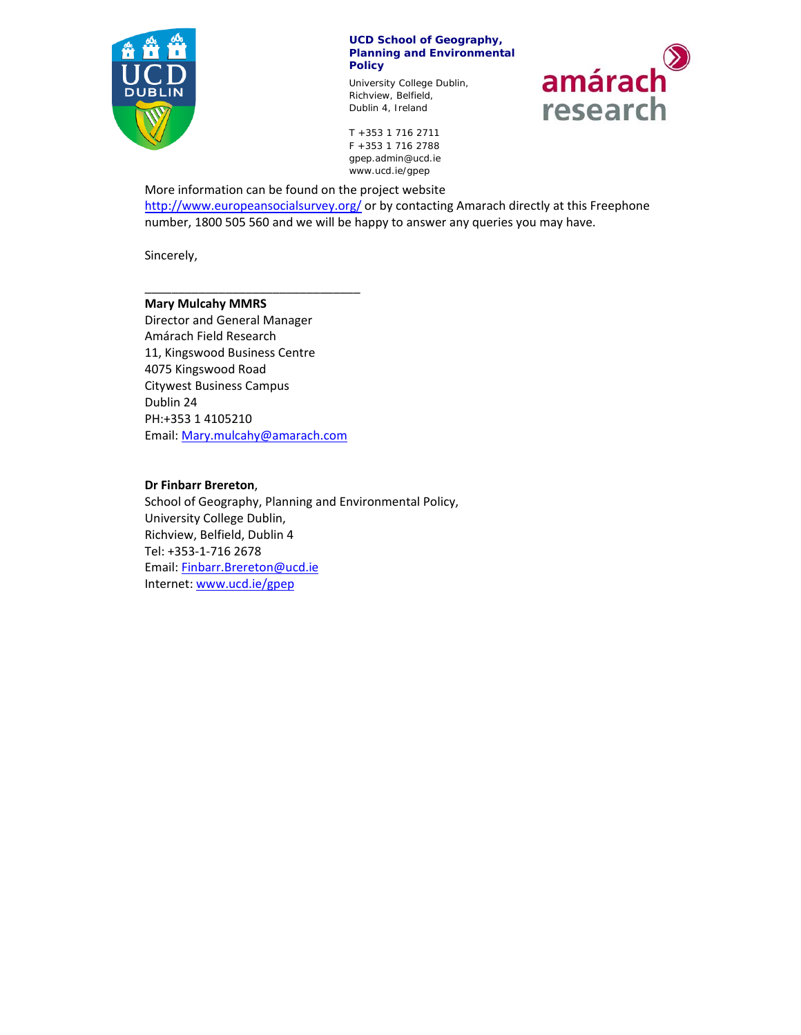**UCD School of Geography, Planning and Environmental Policy**

University College Dublin,
Richview, Belfield,
Dublin 4, Ireland

T +353 1 716 2711
F +353 1 716 2788
gpep.admin@ucd.ie
www.ucd.ie/gpep

More information can be found on the project website http://www.europeansocialsurvey.org/ or by contacting Amarach directly at this Freephone number, 1800 505 560 and we will be happy to answer any queries you may have.

Sincerely,

___________________________________

**Mary Mulcahy MMRS**
Director and General Manager
Amárach Field Research
11, Kingswood Business Centre
4075 Kingswood Road
Citywest Business Campus
Dublin 24
PH:+353 1 4105210
Email: Mary.mulcahy@amarach.com

**Dr Finbarr Brereton**,
School of Geography, Planning and Environmental Policy,
University College Dublin,
Richview, Belfield, Dublin 4
Tel: +353-1-716 2678
Email: Finbarr.Brereton@ucd.ie
Internet: www.ucd.ie/gpep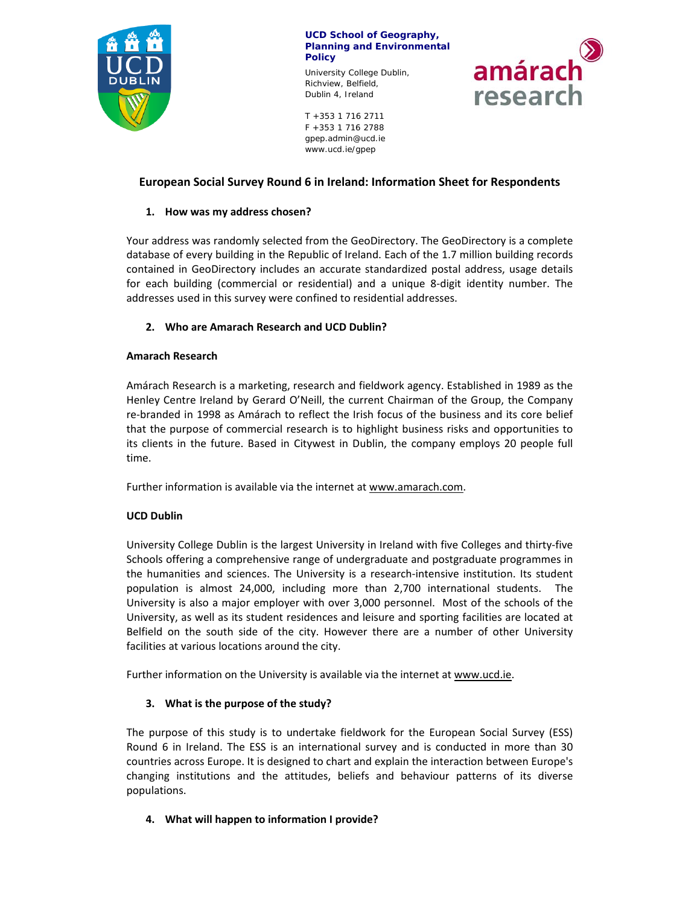UCD School of Geography, Planning and Environmental Policy

University College Dublin,
Richview, Belfield,
Dublin 4, Ireland

T +353 1 716 2711
F +353 1 716 2788
gpep.admin@ucd.ie
www.ucd.ie/gpep

## European Social Survey Round 6 in Ireland: Information Sheet for Respondents

### 1. How was my address chosen?

Your address was randomly selected from the GeoDirectory. The GeoDirectory is a complete database of every building in the Republic of Ireland. Each of the 1.7 million building records contained in GeoDirectory includes an accurate standardized postal address, usage details for each building (commercial or residential) and a unique 8-digit identity number. The addresses used in this survey were confined to residential addresses.

### 2. Who are Amarach Research and UCD Dublin?

**Amarach Research**

Amárach Research is a marketing, research and fieldwork agency. Established in 1989 as the Henley Centre Ireland by Gerard O'Neill, the current Chairman of the Group, the Company re-branded in 1998 as Amárach to reflect the Irish focus of the business and its core belief that the purpose of commercial research is to highlight business risks and opportunities to its clients in the future. Based in Citywest in Dublin, the company employs 20 people full time.

Further information is available via the internet at www.amarach.com.

**UCD Dublin**

University College Dublin is the largest University in Ireland with five Colleges and thirty-five Schools offering a comprehensive range of undergraduate and postgraduate programmes in the humanities and sciences. The University is a research-intensive institution. Its student population is almost 24,000, including more than 2,700 international students. The University is also a major employer with over 3,000 personnel. Most of the schools of the University, as well as its student residences and leisure and sporting facilities are located at Belfield on the south side of the city. However there are a number of other University facilities at various locations around the city.

Further information on the University is available via the internet at www.ucd.ie.

### 3. What is the purpose of the study?

The purpose of this study is to undertake fieldwork for the European Social Survey (ESS) Round 6 in Ireland. The ESS is an international survey and is conducted in more than 30 countries across Europe. It is designed to chart and explain the interaction between Europe's changing institutions and the attitudes, beliefs and behaviour patterns of its diverse populations.

### 4. What will happen to information I provide?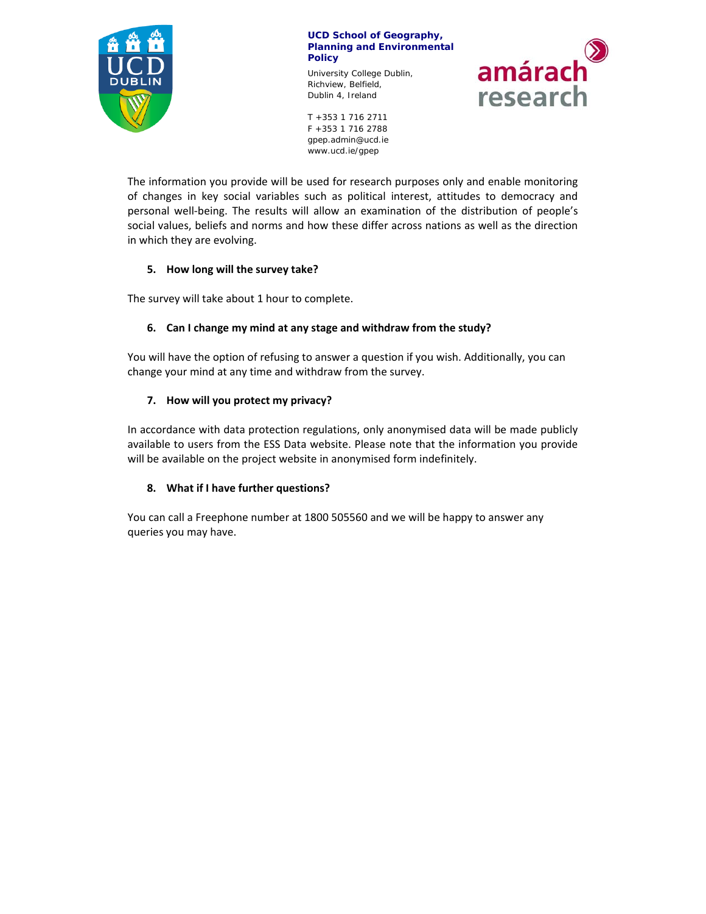UCD School of Geography, Planning and Environmental Policy

University College Dublin,
Richview, Belfield,
Dublin 4, Ireland

T +353 1 716 2711
F +353 1 716 2788
gpep.admin@ucd.ie
www.ucd.ie/gpep

amárach research

The information you provide will be used for research purposes only and enable monitoring of changes in key social variables such as political interest, attitudes to democracy and personal well-being. The results will allow an examination of the distribution of people's social values, beliefs and norms and how these differ across nations as well as the direction in which they are evolving.

### 5. How long will the survey take?

The survey will take about 1 hour to complete.

### 6. Can I change my mind at any stage and withdraw from the study?

You will have the option of refusing to answer a question if you wish. Additionally, you can change your mind at any time and withdraw from the survey.

### 7. How will you protect my privacy?

In accordance with data protection regulations, only anonymised data will be made publicly available to users from the ESS Data website. Please note that the information you provide will be available on the project website in anonymised form indefinitely.

### 8. What if I have further questions?

You can call a Freephone number at 1800 505560 and we will be happy to answer any queries you may have.